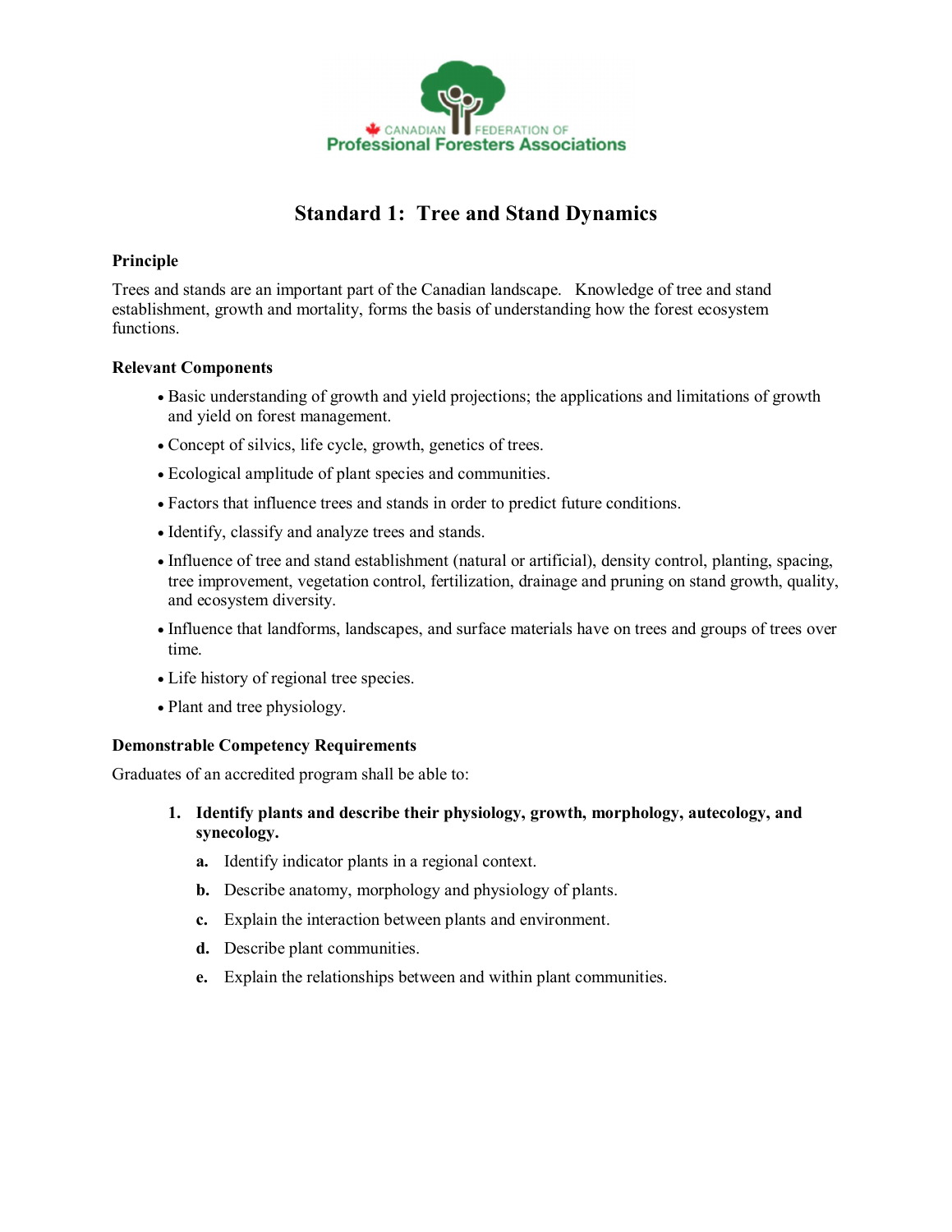CANADIAN FEDERATION OF
Professional Foresters Associations

# Standard 1: Tree and Stand Dynamics

### Principle

Trees and stands are an important part of the Canadian landscape. Knowledge of tree and stand establishment, growth and mortality, forms the basis of understanding how the forest ecosystem functions.

### Relevant Components

- Basic understanding of growth and yield projections; the applications and limitations of growth and yield on forest management.
- Concept of silvics, life cycle, growth, genetics of trees.
- Ecological amplitude of plant species and communities.
- Factors that influence trees and stands in order to predict future conditions.
- Identify, classify and analyze trees and stands.
- Influence of tree and stand establishment (natural or artificial), density control, planting, spacing, tree improvement, vegetation control, fertilization, drainage and pruning on stand growth, quality, and ecosystem diversity.
- Influence that landforms, landscapes, and surface materials have on trees and groups of trees over time.
- Life history of regional tree species.
- Plant and tree physiology.

### Demonstrable Competency Requirements

Graduates of an accredited program shall be able to:

1. **Identify plants and describe their physiology, growth, morphology, autecology, and synecology.**
   - **a.** Identify indicator plants in a regional context.
   - **b.** Describe anatomy, morphology and physiology of plants.
   - **c.** Explain the interaction between plants and environment.
   - **d.** Describe plant communities.
   - **e.** Explain the relationships between and within plant communities.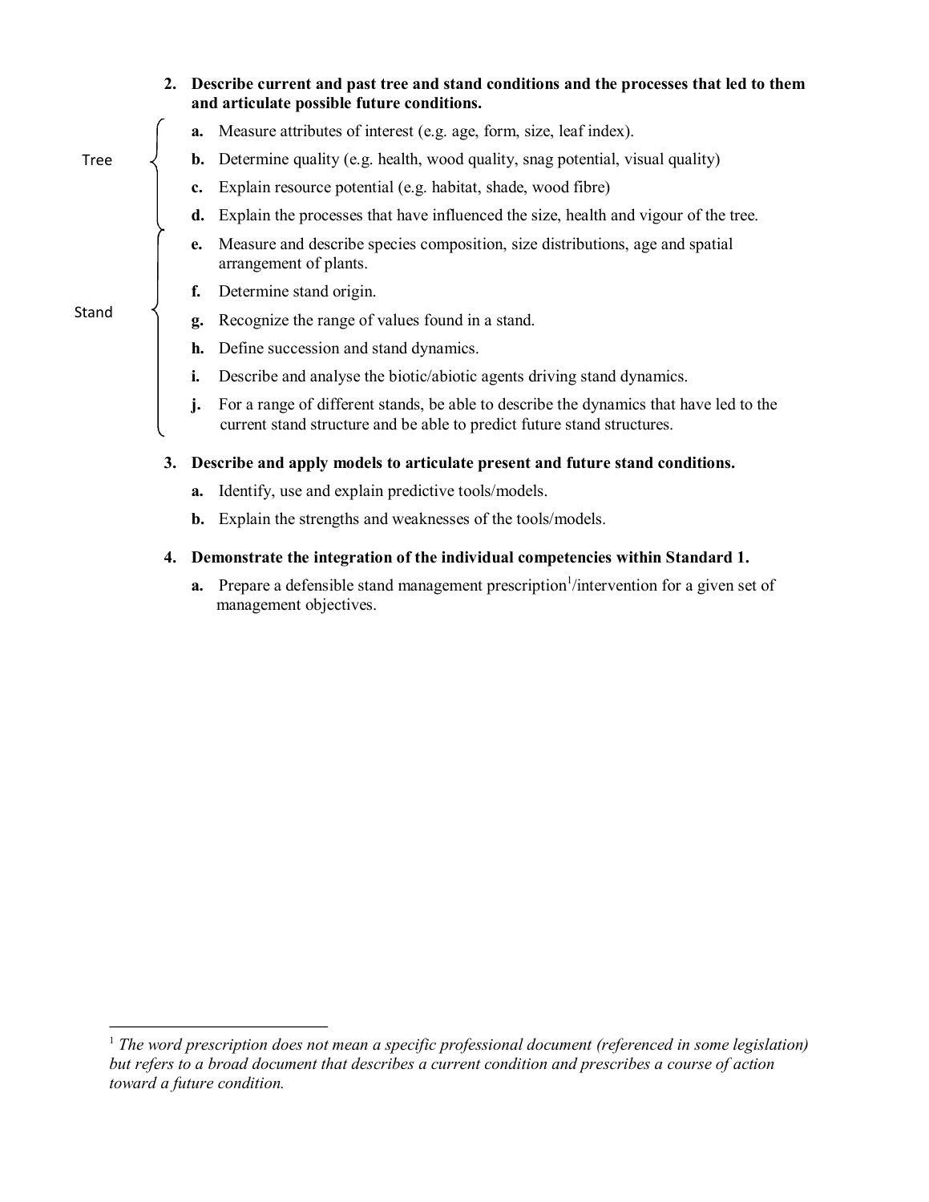2. **Describe current and past tree and stand conditions and the processes that led to them and articulate possible future conditions.**

Tree

   a. Measure attributes of interest (e.g. age, form, size, leaf index).
   b. Determine quality (e.g. health, wood quality, snag potential, visual quality)
   c. Explain resource potential (e.g. habitat, shade, wood fibre)
   d. Explain the processes that have influenced the size, health and vigour of the tree.

Stand

   e. Measure and describe species composition, size distributions, age and spatial arrangement of plants.
   f. Determine stand origin.
   g. Recognize the range of values found in a stand.
   h. Define succession and stand dynamics.
   i. Describe and analyse the biotic/abiotic agents driving stand dynamics.
   j. For a range of different stands, be able to describe the dynamics that have led to the current stand structure and be able to predict future stand structures.

3. **Describe and apply models to articulate present and future stand conditions.**
   a. Identify, use and explain predictive tools/models.
   b. Explain the strengths and weaknesses of the tools/models.

4. **Demonstrate the integration of the individual competencies within Standard 1.**
   a. Prepare a defensible stand management prescription[1]/intervention for a given set of management objectives.

---

[1] *The word prescription does not mean a specific professional document (referenced in some legislation) but refers to a broad document that describes a current condition and prescribes a course of action toward a future condition.*